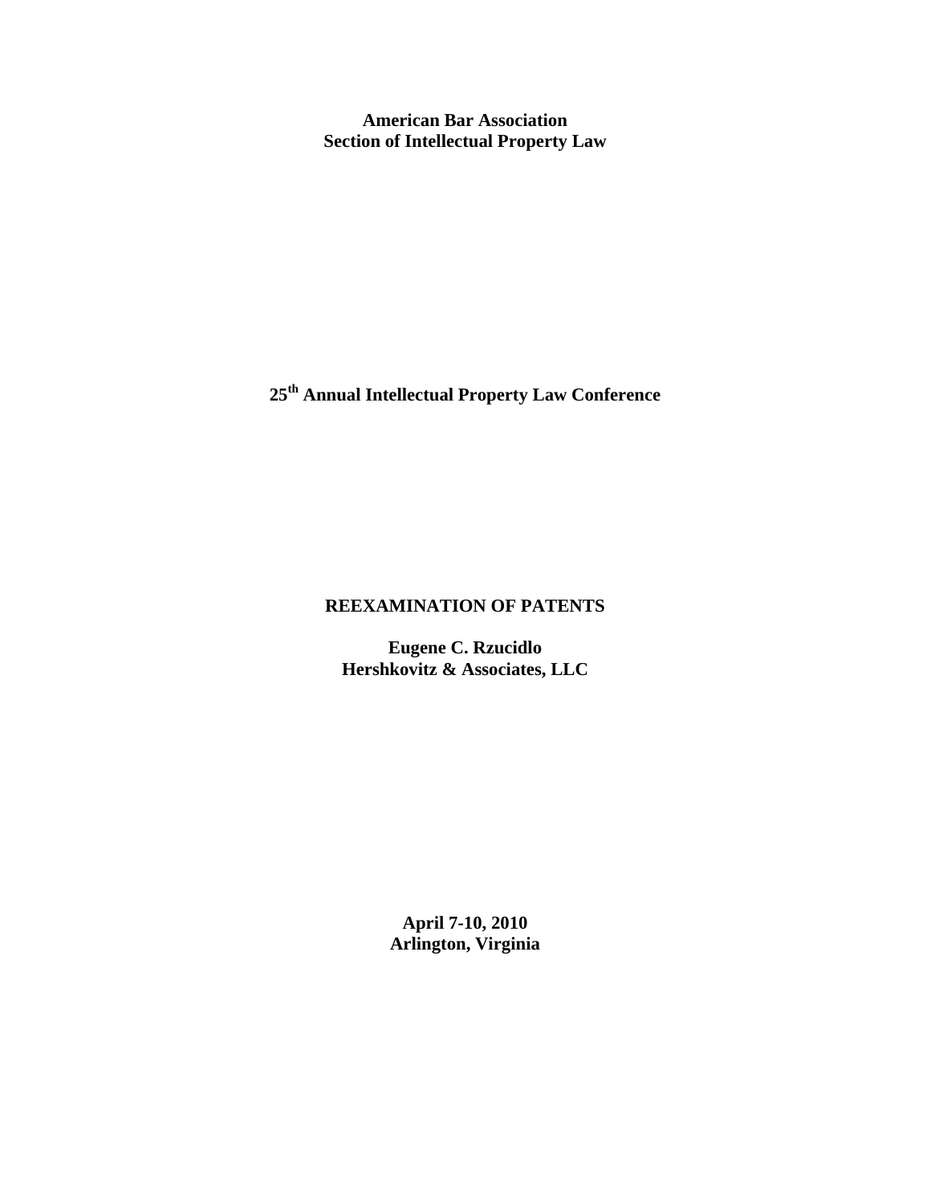**American Bar Association**
**Section of Intellectual Property Law**

**25th Annual Intellectual Property Law Conference**

# REEXAMINATION OF PATENTS

**Eugene C. Rzucidlo**
**Hershkovitz & Associates, LLC**

**April 7-10, 2010**
**Arlington, Virginia**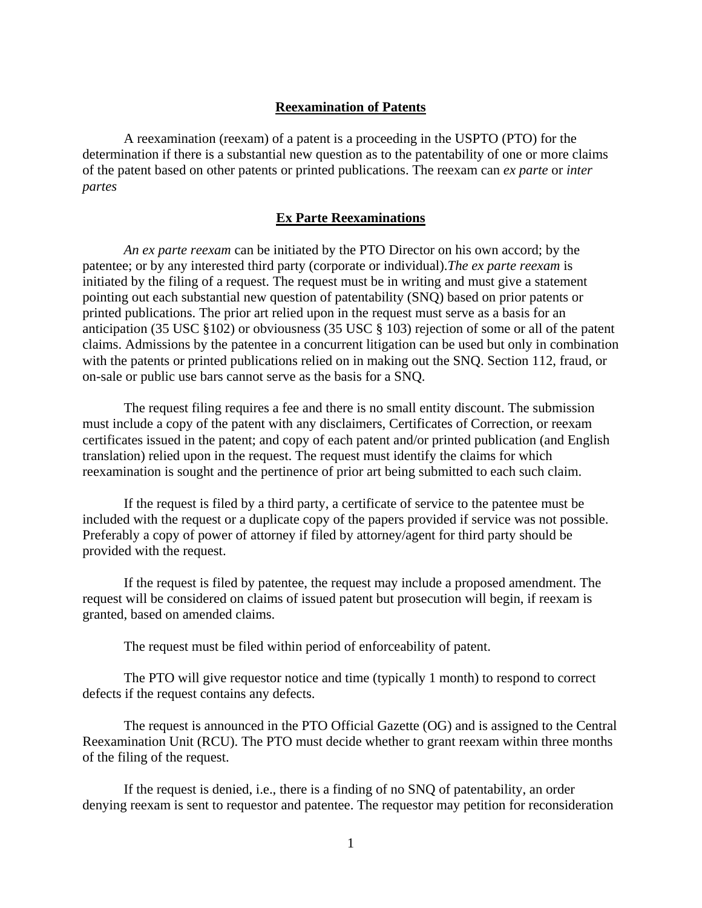## Reexamination of Patents

A reexamination (reexam) of a patent is a proceeding in the USPTO (PTO) for the determination if there is a substantial new question as to the patentability of one or more claims of the patent based on other patents or printed publications. The reexam can *ex parte* or *inter partes*

## Ex Parte Reexaminations

*An ex parte reexam* can be initiated by the PTO Director on his own accord; by the patentee; or by any interested third party (corporate or individual).*The ex parte reexam* is initiated by the filing of a request. The request must be in writing and must give a statement pointing out each substantial new question of patentability (SNQ) based on prior patents or printed publications. The prior art relied upon in the request must serve as a basis for an anticipation (35 USC §102) or obviousness (35 USC § 103) rejection of some or all of the patent claims. Admissions by the patentee in a concurrent litigation can be used but only in combination with the patents or printed publications relied on in making out the SNQ. Section 112, fraud, or on-sale or public use bars cannot serve as the basis for a SNQ.

The request filing requires a fee and there is no small entity discount. The submission must include a copy of the patent with any disclaimers, Certificates of Correction, or reexam certificates issued in the patent; and copy of each patent and/or printed publication (and English translation) relied upon in the request. The request must identify the claims for which reexamination is sought and the pertinence of prior art being submitted to each such claim.

If the request is filed by a third party, a certificate of service to the patentee must be included with the request or a duplicate copy of the papers provided if service was not possible. Preferably a copy of power of attorney if filed by attorney/agent for third party should be provided with the request.

If the request is filed by patentee, the request may include a proposed amendment. The request will be considered on claims of issued patent but prosecution will begin, if reexam is granted, based on amended claims.

The request must be filed within period of enforceability of patent.

The PTO will give requestor notice and time (typically 1 month) to respond to correct defects if the request contains any defects.

The request is announced in the PTO Official Gazette (OG) and is assigned to the Central Reexamination Unit (RCU). The PTO must decide whether to grant reexam within three months of the filing of the request.

If the request is denied, i.e., there is a finding of no SNQ of patentability, an order denying reexam is sent to requestor and patentee. The requestor may petition for reconsideration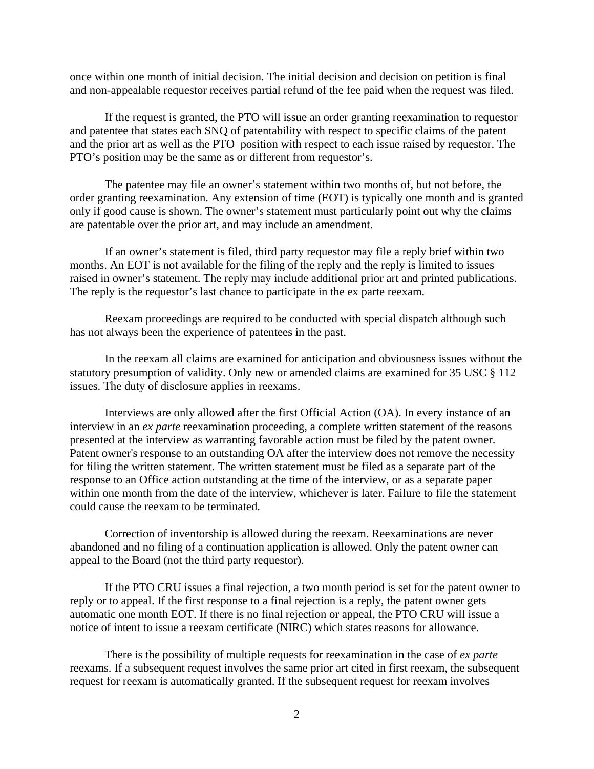once within one month of initial decision. The initial decision and decision on petition is final and non-appealable requestor receives partial refund of the fee paid when the request was filed.

If the request is granted, the PTO will issue an order granting reexamination to requestor and patentee that states each SNQ of patentability with respect to specific claims of the patent and the prior art as well as the PTO position with respect to each issue raised by requestor. The PTO's position may be the same as or different from requestor's.

The patentee may file an owner's statement within two months of, but not before, the order granting reexamination. Any extension of time (EOT) is typically one month and is granted only if good cause is shown. The owner's statement must particularly point out why the claims are patentable over the prior art, and may include an amendment.

If an owner's statement is filed, third party requestor may file a reply brief within two months. An EOT is not available for the filing of the reply and the reply is limited to issues raised in owner's statement. The reply may include additional prior art and printed publications. The reply is the requestor's last chance to participate in the ex parte reexam.

Reexam proceedings are required to be conducted with special dispatch although such has not always been the experience of patentees in the past.

In the reexam all claims are examined for anticipation and obviousness issues without the statutory presumption of validity. Only new or amended claims are examined for 35 USC § 112 issues. The duty of disclosure applies in reexams.

Interviews are only allowed after the first Official Action (OA). In every instance of an interview in an *ex parte* reexamination proceeding, a complete written statement of the reasons presented at the interview as warranting favorable action must be filed by the patent owner. Patent owner's response to an outstanding OA after the interview does not remove the necessity for filing the written statement. The written statement must be filed as a separate part of the response to an Office action outstanding at the time of the interview, or as a separate paper within one month from the date of the interview, whichever is later. Failure to file the statement could cause the reexam to be terminated.

Correction of inventorship is allowed during the reexam. Reexaminations are never abandoned and no filing of a continuation application is allowed. Only the patent owner can appeal to the Board (not the third party requestor).

If the PTO CRU issues a final rejection, a two month period is set for the patent owner to reply or to appeal. If the first response to a final rejection is a reply, the patent owner gets automatic one month EOT. If there is no final rejection or appeal, the PTO CRU will issue a notice of intent to issue a reexam certificate (NIRC) which states reasons for allowance.

There is the possibility of multiple requests for reexamination in the case of *ex parte* reexams. If a subsequent request involves the same prior art cited in first reexam, the subsequent request for reexam is automatically granted. If the subsequent request for reexam involves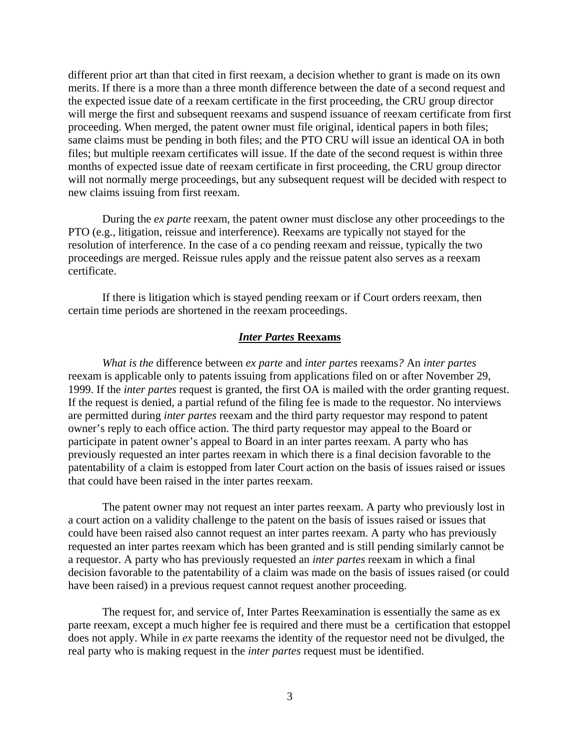different prior art than that cited in first reexam, a decision whether to grant is made on its own merits. If there is a more than a three month difference between the date of a second request and the expected issue date of a reexam certificate in the first proceeding, the CRU group director will merge the first and subsequent reexams and suspend issuance of reexam certificate from first proceeding. When merged, the patent owner must file original, identical papers in both files; same claims must be pending in both files; and the PTO CRU will issue an identical OA in both files; but multiple reexam certificates will issue. If the date of the second request is within three months of expected issue date of reexam certificate in first proceeding, the CRU group director will not normally merge proceedings, but any subsequent request will be decided with respect to new claims issuing from first reexam.

During the *ex parte* reexam, the patent owner must disclose any other proceedings to the PTO (e.g., litigation, reissue and interference). Reexams are typically not stayed for the resolution of interference. In the case of a co pending reexam and reissue, typically the two proceedings are merged. Reissue rules apply and the reissue patent also serves as a reexam certificate.

If there is litigation which is stayed pending reexam or if Court orders reexam, then certain time periods are shortened in the reexam proceedings.

## ***Inter Partes* Reexams**

*What is the* difference between *ex parte* and *inter partes* reexams*?* An *inter partes* reexam is applicable only to patents issuing from applications filed on or after November 29, 1999. If the *inter partes* request is granted, the first OA is mailed with the order granting request. If the request is denied, a partial refund of the filing fee is made to the requestor. No interviews are permitted during *inter partes* reexam and the third party requestor may respond to patent owner's reply to each office action. The third party requestor may appeal to the Board or participate in patent owner's appeal to Board in an inter partes reexam. A party who has previously requested an inter partes reexam in which there is a final decision favorable to the patentability of a claim is estopped from later Court action on the basis of issues raised or issues that could have been raised in the inter partes reexam.

The patent owner may not request an inter partes reexam. A party who previously lost in a court action on a validity challenge to the patent on the basis of issues raised or issues that could have been raised also cannot request an inter partes reexam. A party who has previously requested an inter partes reexam which has been granted and is still pending similarly cannot be a requestor. A party who has previously requested an *inter partes* reexam in which a final decision favorable to the patentability of a claim was made on the basis of issues raised (or could have been raised) in a previous request cannot request another proceeding.

The request for, and service of, Inter Partes Reexamination is essentially the same as ex parte reexam, except a much higher fee is required and there must be a certification that estoppel does not apply. While in *ex* parte reexams the identity of the requestor need not be divulged, the real party who is making request in the *inter partes* request must be identified.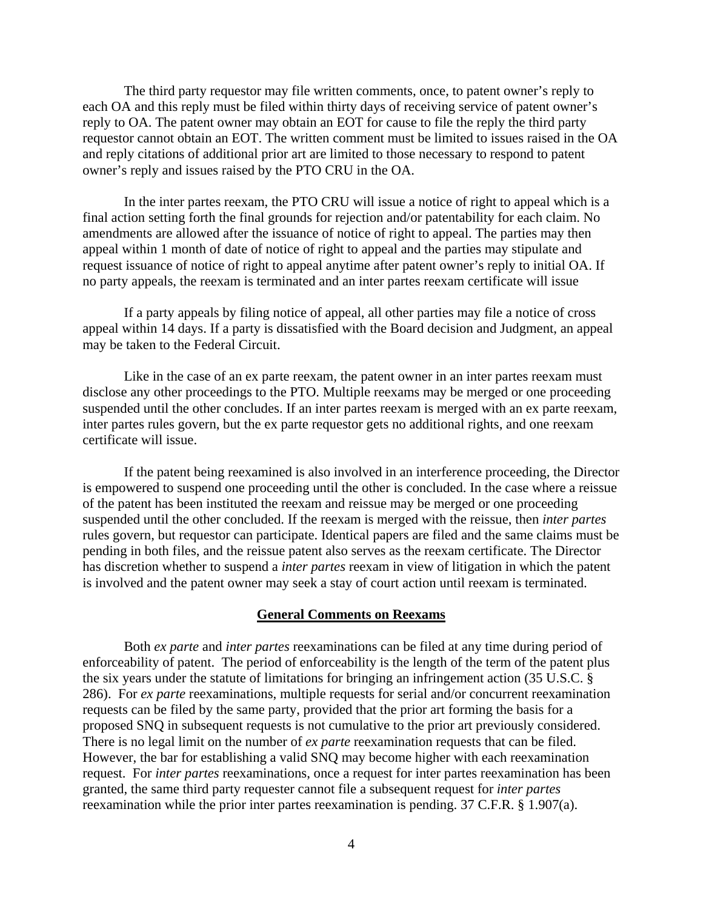The third party requestor may file written comments, once, to patent owner's reply to each OA and this reply must be filed within thirty days of receiving service of patent owner's reply to OA. The patent owner may obtain an EOT for cause to file the reply the third party requestor cannot obtain an EOT. The written comment must be limited to issues raised in the OA and reply citations of additional prior art are limited to those necessary to respond to patent owner's reply and issues raised by the PTO CRU in the OA.

In the inter partes reexam, the PTO CRU will issue a notice of right to appeal which is a final action setting forth the final grounds for rejection and/or patentability for each claim. No amendments are allowed after the issuance of notice of right to appeal. The parties may then appeal within 1 month of date of notice of right to appeal and the parties may stipulate and request issuance of notice of right to appeal anytime after patent owner's reply to initial OA. If no party appeals, the reexam is terminated and an inter partes reexam certificate will issue

If a party appeals by filing notice of appeal, all other parties may file a notice of cross appeal within 14 days. If a party is dissatisfied with the Board decision and Judgment, an appeal may be taken to the Federal Circuit.

Like in the case of an ex parte reexam, the patent owner in an inter partes reexam must disclose any other proceedings to the PTO. Multiple reexams may be merged or one proceeding suspended until the other concludes. If an inter partes reexam is merged with an ex parte reexam, inter partes rules govern, but the ex parte requestor gets no additional rights, and one reexam certificate will issue.

If the patent being reexamined is also involved in an interference proceeding, the Director is empowered to suspend one proceeding until the other is concluded. In the case where a reissue of the patent has been instituted the reexam and reissue may be merged or one proceeding suspended until the other concluded. If the reexam is merged with the reissue, then *inter partes* rules govern, but requestor can participate. Identical papers are filed and the same claims must be pending in both files, and the reissue patent also serves as the reexam certificate. The Director has discretion whether to suspend a *inter partes* reexam in view of litigation in which the patent is involved and the patent owner may seek a stay of court action until reexam is terminated.

## General Comments on Reexams

Both *ex parte* and *inter partes* reexaminations can be filed at any time during period of enforceability of patent. The period of enforceability is the length of the term of the patent plus the six years under the statute of limitations for bringing an infringement action (35 U.S.C. § 286). For *ex parte* reexaminations, multiple requests for serial and/or concurrent reexamination requests can be filed by the same party, provided that the prior art forming the basis for a proposed SNQ in subsequent requests is not cumulative to the prior art previously considered. There is no legal limit on the number of *ex parte* reexamination requests that can be filed. However, the bar for establishing a valid SNQ may become higher with each reexamination request. For *inter partes* reexaminations, once a request for inter partes reexamination has been granted, the same third party requester cannot file a subsequent request for *inter partes* reexamination while the prior inter partes reexamination is pending. 37 C.F.R. § 1.907(a).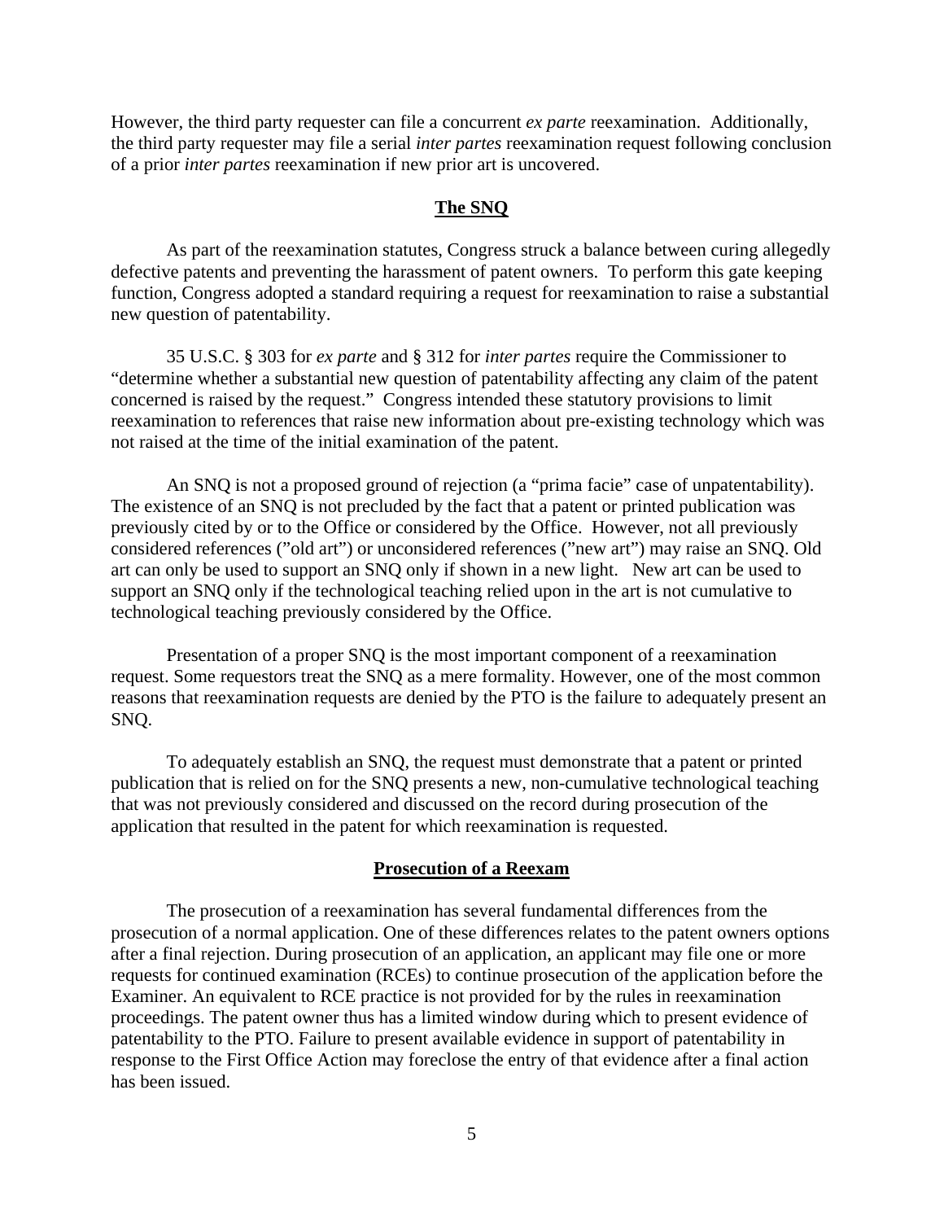However, the third party requester can file a concurrent *ex parte* reexamination. Additionally, the third party requester may file a serial *inter partes* reexamination request following conclusion of a prior *inter partes* reexamination if new prior art is uncovered.

## **The SNQ**

As part of the reexamination statutes, Congress struck a balance between curing allegedly defective patents and preventing the harassment of patent owners. To perform this gate keeping function, Congress adopted a standard requiring a request for reexamination to raise a substantial new question of patentability.

35 U.S.C. § 303 for *ex parte* and § 312 for *inter partes* require the Commissioner to "determine whether a substantial new question of patentability affecting any claim of the patent concerned is raised by the request." Congress intended these statutory provisions to limit reexamination to references that raise new information about pre-existing technology which was not raised at the time of the initial examination of the patent.

An SNQ is not a proposed ground of rejection (a "prima facie" case of unpatentability). The existence of an SNQ is not precluded by the fact that a patent or printed publication was previously cited by or to the Office or considered by the Office. However, not all previously considered references ("old art") or unconsidered references ("new art") may raise an SNQ. Old art can only be used to support an SNQ only if shown in a new light. New art can be used to support an SNQ only if the technological teaching relied upon in the art is not cumulative to technological teaching previously considered by the Office.

Presentation of a proper SNQ is the most important component of a reexamination request. Some requestors treat the SNQ as a mere formality. However, one of the most common reasons that reexamination requests are denied by the PTO is the failure to adequately present an SNQ.

To adequately establish an SNQ, the request must demonstrate that a patent or printed publication that is relied on for the SNQ presents a new, non-cumulative technological teaching that was not previously considered and discussed on the record during prosecution of the application that resulted in the patent for which reexamination is requested.

## **Prosecution of a Reexam**

The prosecution of a reexamination has several fundamental differences from the prosecution of a normal application. One of these differences relates to the patent owners options after a final rejection. During prosecution of an application, an applicant may file one or more requests for continued examination (RCEs) to continue prosecution of the application before the Examiner. An equivalent to RCE practice is not provided for by the rules in reexamination proceedings. The patent owner thus has a limited window during which to present evidence of patentability to the PTO. Failure to present available evidence in support of patentability in response to the First Office Action may foreclose the entry of that evidence after a final action has been issued.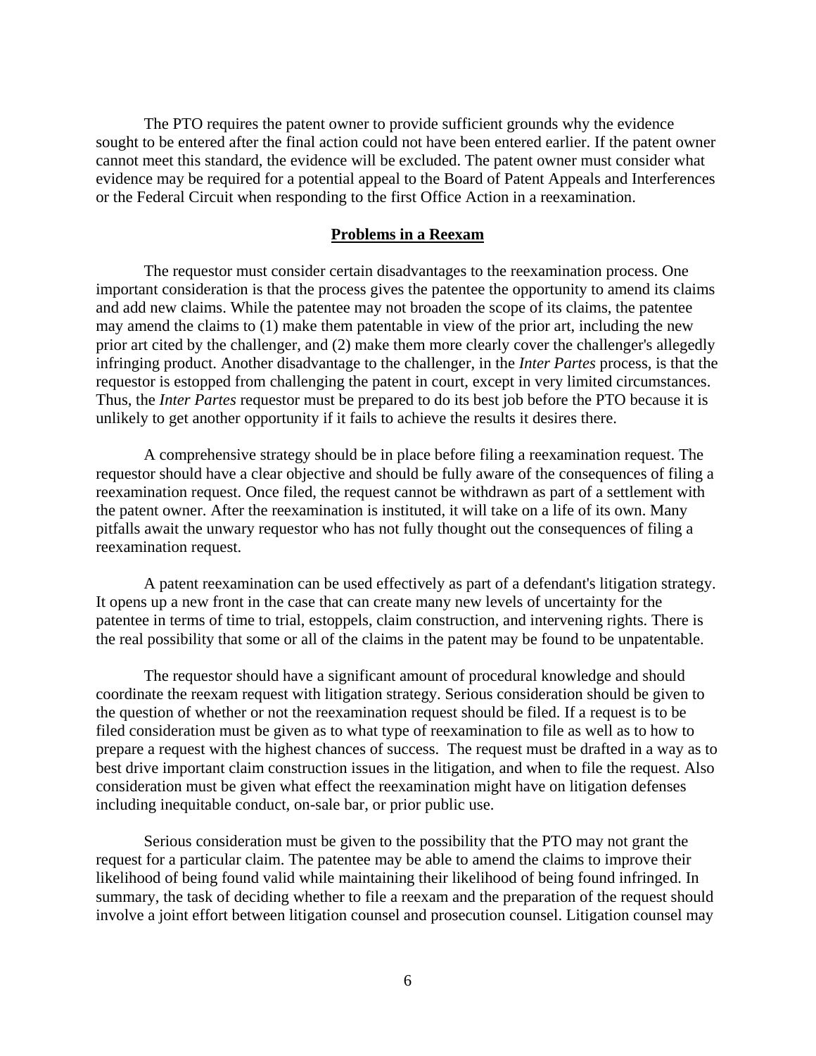The PTO requires the patent owner to provide sufficient grounds why the evidence sought to be entered after the final action could not have been entered earlier. If the patent owner cannot meet this standard, the evidence will be excluded. The patent owner must consider what evidence may be required for a potential appeal to the Board of Patent Appeals and Interferences or the Federal Circuit when responding to the first Office Action in a reexamination.

## Problems in a Reexam

The requestor must consider certain disadvantages to the reexamination process. One important consideration is that the process gives the patentee the opportunity to amend its claims and add new claims. While the patentee may not broaden the scope of its claims, the patentee may amend the claims to (1) make them patentable in view of the prior art, including the new prior art cited by the challenger, and (2) make them more clearly cover the challenger's allegedly infringing product. Another disadvantage to the challenger, in the *Inter Partes* process, is that the requestor is estopped from challenging the patent in court, except in very limited circumstances. Thus, the *Inter Partes* requestor must be prepared to do its best job before the PTO because it is unlikely to get another opportunity if it fails to achieve the results it desires there.

A comprehensive strategy should be in place before filing a reexamination request. The requestor should have a clear objective and should be fully aware of the consequences of filing a reexamination request. Once filed, the request cannot be withdrawn as part of a settlement with the patent owner. After the reexamination is instituted, it will take on a life of its own. Many pitfalls await the unwary requestor who has not fully thought out the consequences of filing a reexamination request.

A patent reexamination can be used effectively as part of a defendant's litigation strategy. It opens up a new front in the case that can create many new levels of uncertainty for the patentee in terms of time to trial, estoppels, claim construction, and intervening rights. There is the real possibility that some or all of the claims in the patent may be found to be unpatentable.

The requestor should have a significant amount of procedural knowledge and should coordinate the reexam request with litigation strategy. Serious consideration should be given to the question of whether or not the reexamination request should be filed. If a request is to be filed consideration must be given as to what type of reexamination to file as well as to how to prepare a request with the highest chances of success. The request must be drafted in a way as to best drive important claim construction issues in the litigation, and when to file the request. Also consideration must be given what effect the reexamination might have on litigation defenses including inequitable conduct, on-sale bar, or prior public use.

Serious consideration must be given to the possibility that the PTO may not grant the request for a particular claim. The patentee may be able to amend the claims to improve their likelihood of being found valid while maintaining their likelihood of being found infringed. In summary, the task of deciding whether to file a reexam and the preparation of the request should involve a joint effort between litigation counsel and prosecution counsel. Litigation counsel may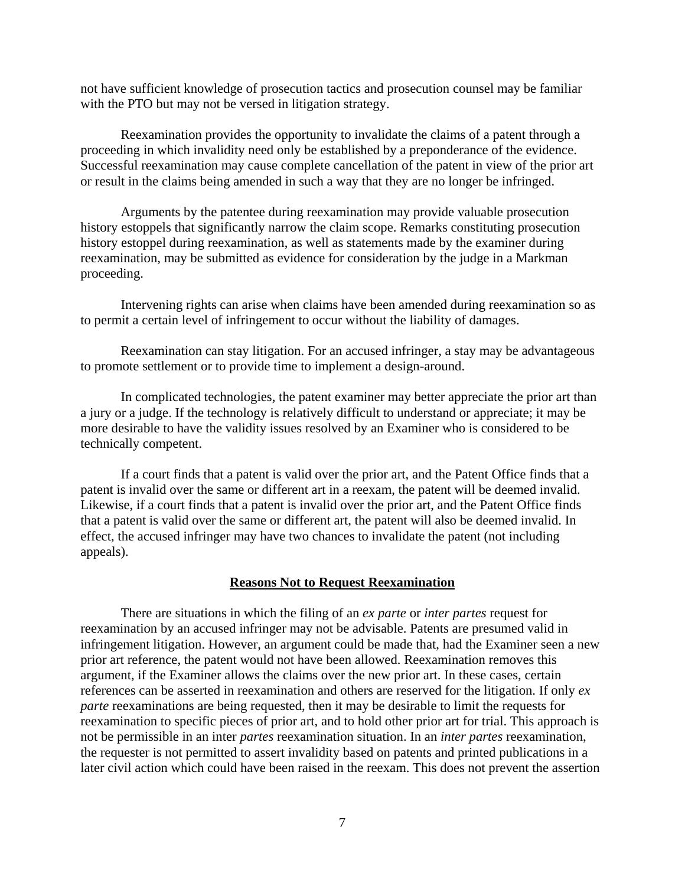not have sufficient knowledge of prosecution tactics and prosecution counsel may be familiar with the PTO but may not be versed in litigation strategy.

Reexamination provides the opportunity to invalidate the claims of a patent through a proceeding in which invalidity need only be established by a preponderance of the evidence. Successful reexamination may cause complete cancellation of the patent in view of the prior art or result in the claims being amended in such a way that they are no longer be infringed.

Arguments by the patentee during reexamination may provide valuable prosecution history estoppels that significantly narrow the claim scope. Remarks constituting prosecution history estoppel during reexamination, as well as statements made by the examiner during reexamination, may be submitted as evidence for consideration by the judge in a Markman proceeding.

Intervening rights can arise when claims have been amended during reexamination so as to permit a certain level of infringement to occur without the liability of damages.

Reexamination can stay litigation. For an accused infringer, a stay may be advantageous to promote settlement or to provide time to implement a design-around.

In complicated technologies, the patent examiner may better appreciate the prior art than a jury or a judge. If the technology is relatively difficult to understand or appreciate; it may be more desirable to have the validity issues resolved by an Examiner who is considered to be technically competent.

If a court finds that a patent is valid over the prior art, and the Patent Office finds that a patent is invalid over the same or different art in a reexam, the patent will be deemed invalid. Likewise, if a court finds that a patent is invalid over the prior art, and the Patent Office finds that a patent is valid over the same or different art, the patent will also be deemed invalid. In effect, the accused infringer may have two chances to invalidate the patent (not including appeals).

## Reasons Not to Request Reexamination

There are situations in which the filing of an *ex parte* or *inter partes* request for reexamination by an accused infringer may not be advisable. Patents are presumed valid in infringement litigation. However, an argument could be made that, had the Examiner seen a new prior art reference, the patent would not have been allowed. Reexamination removes this argument, if the Examiner allows the claims over the new prior art. In these cases, certain references can be asserted in reexamination and others are reserved for the litigation. If only *ex parte* reexaminations are being requested, then it may be desirable to limit the requests for reexamination to specific pieces of prior art, and to hold other prior art for trial. This approach is not be permissible in an inter *partes* reexamination situation. In an *inter partes* reexamination, the requester is not permitted to assert invalidity based on patents and printed publications in a later civil action which could have been raised in the reexam. This does not prevent the assertion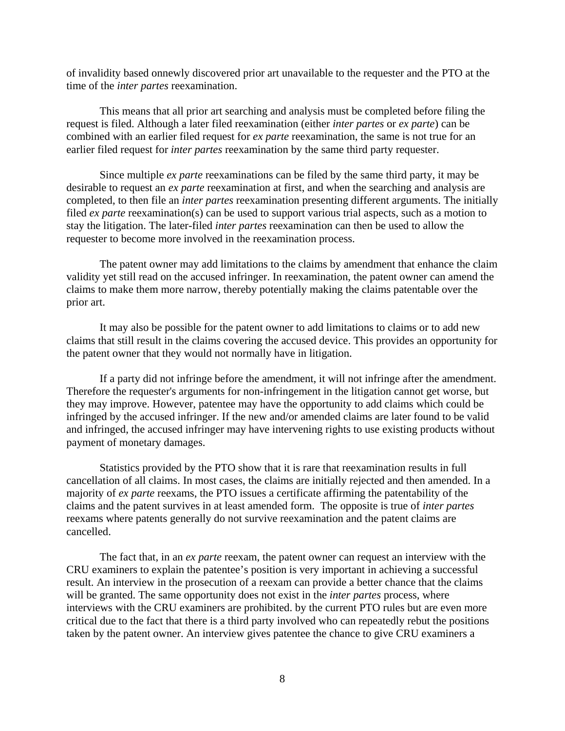of invalidity based onnewly discovered prior art unavailable to the requester and the PTO at the time of the *inter partes* reexamination.

This means that all prior art searching and analysis must be completed before filing the request is filed. Although a later filed reexamination (either *inter partes* or *ex parte*) can be combined with an earlier filed request for *ex parte* reexamination, the same is not true for an earlier filed request for *inter partes* reexamination by the same third party requester.

Since multiple *ex parte* reexaminations can be filed by the same third party, it may be desirable to request an *ex parte* reexamination at first, and when the searching and analysis are completed, to then file an *inter partes* reexamination presenting different arguments. The initially filed *ex parte* reexamination(s) can be used to support various trial aspects, such as a motion to stay the litigation. The later-filed *inter partes* reexamination can then be used to allow the requester to become more involved in the reexamination process.

The patent owner may add limitations to the claims by amendment that enhance the claim validity yet still read on the accused infringer. In reexamination, the patent owner can amend the claims to make them more narrow, thereby potentially making the claims patentable over the prior art.

It may also be possible for the patent owner to add limitations to claims or to add new claims that still result in the claims covering the accused device. This provides an opportunity for the patent owner that they would not normally have in litigation.

If a party did not infringe before the amendment, it will not infringe after the amendment. Therefore the requester's arguments for non-infringement in the litigation cannot get worse, but they may improve. However, patentee may have the opportunity to add claims which could be infringed by the accused infringer. If the new and/or amended claims are later found to be valid and infringed, the accused infringer may have intervening rights to use existing products without payment of monetary damages.

Statistics provided by the PTO show that it is rare that reexamination results in full cancellation of all claims. In most cases, the claims are initially rejected and then amended. In a majority of *ex parte* reexams, the PTO issues a certificate affirming the patentability of the claims and the patent survives in at least amended form. The opposite is true of *inter partes* reexams where patents generally do not survive reexamination and the patent claims are cancelled.

The fact that, in an *ex parte* reexam, the patent owner can request an interview with the CRU examiners to explain the patentee's position is very important in achieving a successful result. An interview in the prosecution of a reexam can provide a better chance that the claims will be granted. The same opportunity does not exist in the *inter partes* process, where interviews with the CRU examiners are prohibited. by the current PTO rules but are even more critical due to the fact that there is a third party involved who can repeatedly rebut the positions taken by the patent owner. An interview gives patentee the chance to give CRU examiners a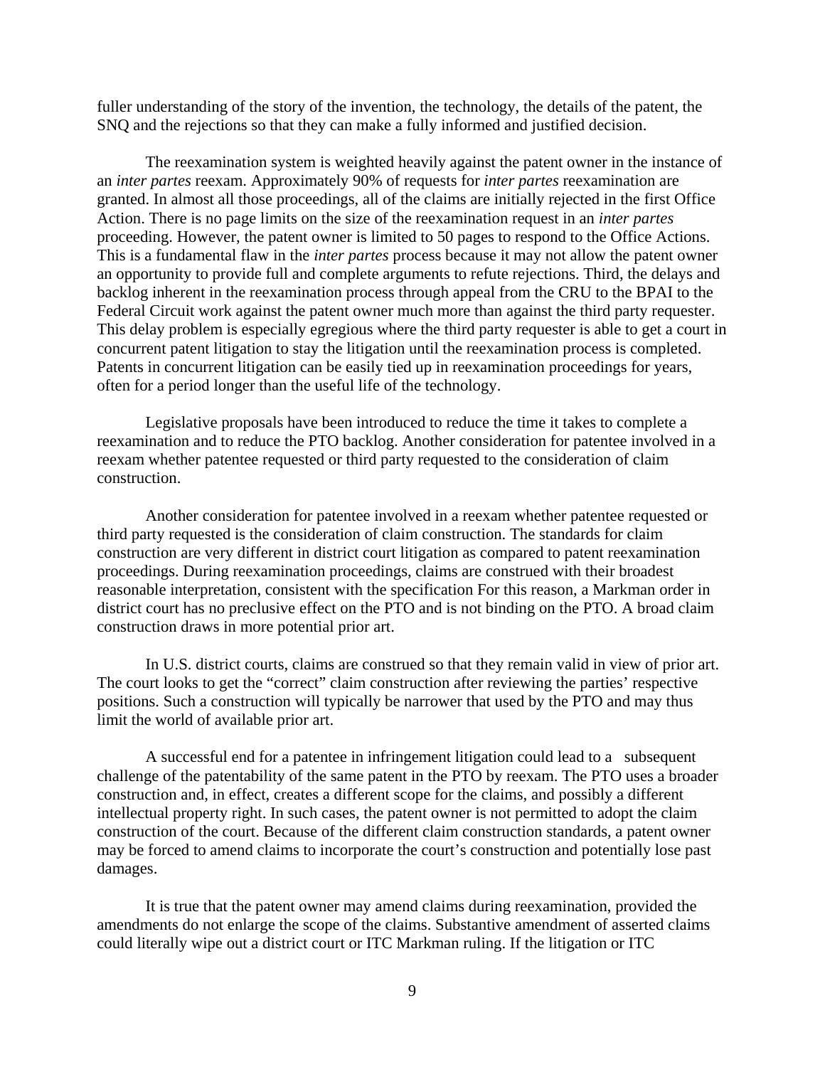fuller understanding of the story of the invention, the technology, the details of the patent, the SNQ and the rejections so that they can make a fully informed and justified decision.

The reexamination system is weighted heavily against the patent owner in the instance of an *inter partes* reexam. Approximately 90% of requests for *inter partes* reexamination are granted. In almost all those proceedings, all of the claims are initially rejected in the first Office Action. There is no page limits on the size of the reexamination request in an *inter partes* proceeding. However, the patent owner is limited to 50 pages to respond to the Office Actions. This is a fundamental flaw in the *inter partes* process because it may not allow the patent owner an opportunity to provide full and complete arguments to refute rejections. Third, the delays and backlog inherent in the reexamination process through appeal from the CRU to the BPAI to the Federal Circuit work against the patent owner much more than against the third party requester. This delay problem is especially egregious where the third party requester is able to get a court in concurrent patent litigation to stay the litigation until the reexamination process is completed. Patents in concurrent litigation can be easily tied up in reexamination proceedings for years, often for a period longer than the useful life of the technology.

Legislative proposals have been introduced to reduce the time it takes to complete a reexamination and to reduce the PTO backlog. Another consideration for patentee involved in a reexam whether patentee requested or third party requested to the consideration of claim construction.

Another consideration for patentee involved in a reexam whether patentee requested or third party requested is the consideration of claim construction. The standards for claim construction are very different in district court litigation as compared to patent reexamination proceedings. During reexamination proceedings, claims are construed with their broadest reasonable interpretation, consistent with the specification For this reason, a Markman order in district court has no preclusive effect on the PTO and is not binding on the PTO. A broad claim construction draws in more potential prior art.

In U.S. district courts, claims are construed so that they remain valid in view of prior art. The court looks to get the "correct" claim construction after reviewing the parties' respective positions. Such a construction will typically be narrower that used by the PTO and may thus limit the world of available prior art.

A successful end for a patentee in infringement litigation could lead to a subsequent challenge of the patentability of the same patent in the PTO by reexam. The PTO uses a broader construction and, in effect, creates a different scope for the claims, and possibly a different intellectual property right. In such cases, the patent owner is not permitted to adopt the claim construction of the court. Because of the different claim construction standards, a patent owner may be forced to amend claims to incorporate the court's construction and potentially lose past damages.

It is true that the patent owner may amend claims during reexamination, provided the amendments do not enlarge the scope of the claims. Substantive amendment of asserted claims could literally wipe out a district court or ITC Markman ruling. If the litigation or ITC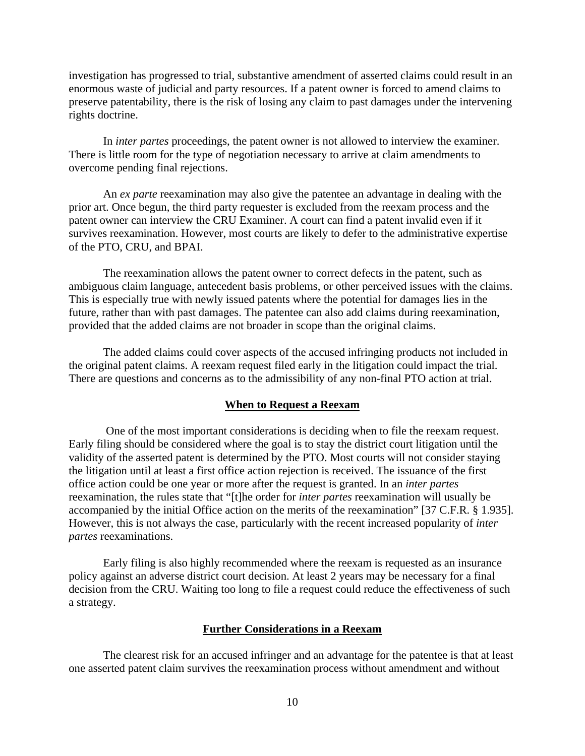investigation has progressed to trial, substantive amendment of asserted claims could result in an enormous waste of judicial and party resources. If a patent owner is forced to amend claims to preserve patentability, there is the risk of losing any claim to past damages under the intervening rights doctrine.

In *inter partes* proceedings, the patent owner is not allowed to interview the examiner. There is little room for the type of negotiation necessary to arrive at claim amendments to overcome pending final rejections.

An *ex parte* reexamination may also give the patentee an advantage in dealing with the prior art. Once begun, the third party requester is excluded from the reexam process and the patent owner can interview the CRU Examiner. A court can find a patent invalid even if it survives reexamination. However, most courts are likely to defer to the administrative expertise of the PTO, CRU, and BPAI.

The reexamination allows the patent owner to correct defects in the patent, such as ambiguous claim language, antecedent basis problems, or other perceived issues with the claims. This is especially true with newly issued patents where the potential for damages lies in the future, rather than with past damages. The patentee can also add claims during reexamination, provided that the added claims are not broader in scope than the original claims.

The added claims could cover aspects of the accused infringing products not included in the original patent claims. A reexam request filed early in the litigation could impact the trial. There are questions and concerns as to the admissibility of any non-final PTO action at trial.

## When to Request a Reexam

One of the most important considerations is deciding when to file the reexam request. Early filing should be considered where the goal is to stay the district court litigation until the validity of the asserted patent is determined by the PTO. Most courts will not consider staying the litigation until at least a first office action rejection is received. The issuance of the first office action could be one year or more after the request is granted. In an *inter partes* reexamination, the rules state that "[t]he order for *inter partes* reexamination will usually be accompanied by the initial Office action on the merits of the reexamination" [37 C.F.R. § 1.935]. However, this is not always the case, particularly with the recent increased popularity of *inter partes* reexaminations.

Early filing is also highly recommended where the reexam is requested as an insurance policy against an adverse district court decision. At least 2 years may be necessary for a final decision from the CRU. Waiting too long to file a request could reduce the effectiveness of such a strategy.

## Further Considerations in a Reexam

The clearest risk for an accused infringer and an advantage for the patentee is that at least one asserted patent claim survives the reexamination process without amendment and without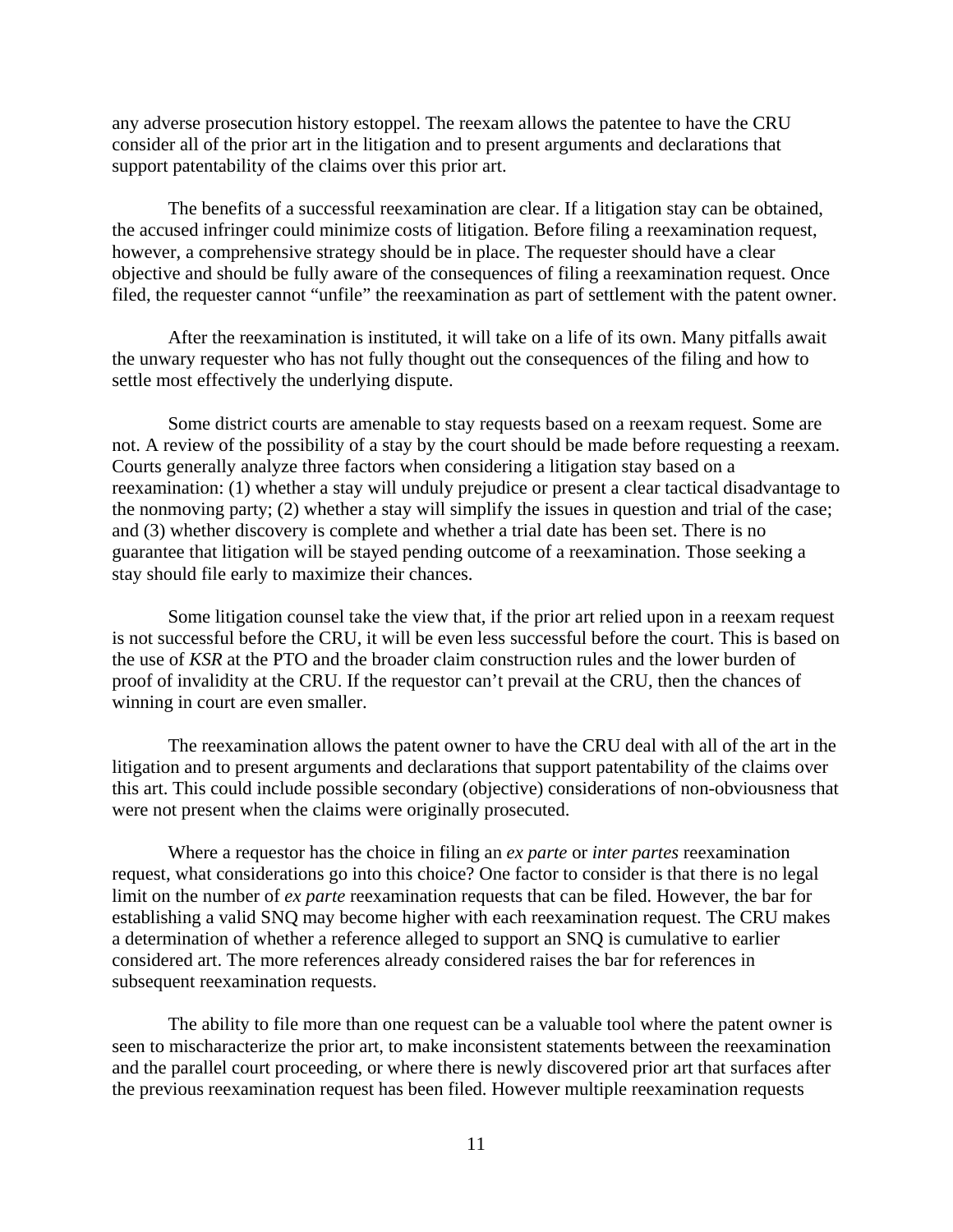any adverse prosecution history estoppel. The reexam allows the patentee to have the CRU consider all of the prior art in the litigation and to present arguments and declarations that support patentability of the claims over this prior art.

The benefits of a successful reexamination are clear. If a litigation stay can be obtained, the accused infringer could minimize costs of litigation. Before filing a reexamination request, however, a comprehensive strategy should be in place. The requester should have a clear objective and should be fully aware of the consequences of filing a reexamination request. Once filed, the requester cannot "unfile" the reexamination as part of settlement with the patent owner.

After the reexamination is instituted, it will take on a life of its own. Many pitfalls await the unwary requester who has not fully thought out the consequences of the filing and how to settle most effectively the underlying dispute.

Some district courts are amenable to stay requests based on a reexam request. Some are not. A review of the possibility of a stay by the court should be made before requesting a reexam. Courts generally analyze three factors when considering a litigation stay based on a reexamination: (1) whether a stay will unduly prejudice or present a clear tactical disadvantage to the nonmoving party; (2) whether a stay will simplify the issues in question and trial of the case; and (3) whether discovery is complete and whether a trial date has been set. There is no guarantee that litigation will be stayed pending outcome of a reexamination. Those seeking a stay should file early to maximize their chances.

Some litigation counsel take the view that, if the prior art relied upon in a reexam request is not successful before the CRU, it will be even less successful before the court. This is based on the use of *KSR* at the PTO and the broader claim construction rules and the lower burden of proof of invalidity at the CRU. If the requestor can't prevail at the CRU, then the chances of winning in court are even smaller.

The reexamination allows the patent owner to have the CRU deal with all of the art in the litigation and to present arguments and declarations that support patentability of the claims over this art. This could include possible secondary (objective) considerations of non-obviousness that were not present when the claims were originally prosecuted.

Where a requestor has the choice in filing an *ex parte* or *inter partes* reexamination request, what considerations go into this choice? One factor to consider is that there is no legal limit on the number of *ex parte* reexamination requests that can be filed. However, the bar for establishing a valid SNQ may become higher with each reexamination request. The CRU makes a determination of whether a reference alleged to support an SNQ is cumulative to earlier considered art. The more references already considered raises the bar for references in subsequent reexamination requests.

The ability to file more than one request can be a valuable tool where the patent owner is seen to mischaracterize the prior art, to make inconsistent statements between the reexamination and the parallel court proceeding, or where there is newly discovered prior art that surfaces after the previous reexamination request has been filed. However multiple reexamination requests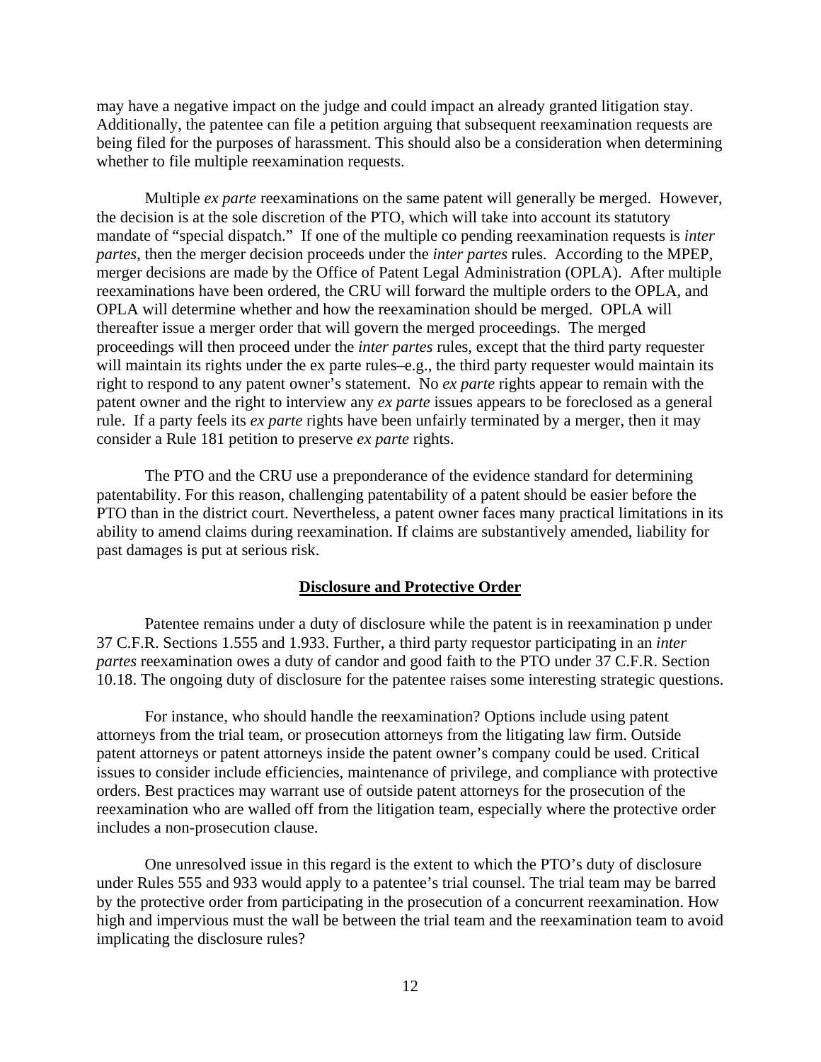may have a negative impact on the judge and could impact an already granted litigation stay. Additionally, the patentee can file a petition arguing that subsequent reexamination requests are being filed for the purposes of harassment. This should also be a consideration when determining whether to file multiple reexamination requests.

Multiple *ex parte* reexaminations on the same patent will generally be merged. However, the decision is at the sole discretion of the PTO, which will take into account its statutory mandate of "special dispatch." If one of the multiple co pending reexamination requests is *inter partes*, then the merger decision proceeds under the *inter partes* rules. According to the MPEP, merger decisions are made by the Office of Patent Legal Administration (OPLA). After multiple reexaminations have been ordered, the CRU will forward the multiple orders to the OPLA, and OPLA will determine whether and how the reexamination should be merged. OPLA will thereafter issue a merger order that will govern the merged proceedings. The merged proceedings will then proceed under the *inter partes* rules, except that the third party requester will maintain its rights under the ex parte rules–e.g., the third party requester would maintain its right to respond to any patent owner's statement. No *ex parte* rights appear to remain with the patent owner and the right to interview any *ex parte* issues appears to be foreclosed as a general rule. If a party feels its *ex parte* rights have been unfairly terminated by a merger, then it may consider a Rule 181 petition to preserve *ex parte* rights.

The PTO and the CRU use a preponderance of the evidence standard for determining patentability. For this reason, challenging patentability of a patent should be easier before the PTO than in the district court. Nevertheless, a patent owner faces many practical limitations in its ability to amend claims during reexamination. If claims are substantively amended, liability for past damages is put at serious risk.

## **Disclosure and Protective Order**

Patentee remains under a duty of disclosure while the patent is in reexamination p under 37 C.F.R. Sections 1.555 and 1.933. Further, a third party requestor participating in an *inter partes* reexamination owes a duty of candor and good faith to the PTO under 37 C.F.R. Section 10.18. The ongoing duty of disclosure for the patentee raises some interesting strategic questions.

For instance, who should handle the reexamination? Options include using patent attorneys from the trial team, or prosecution attorneys from the litigating law firm. Outside patent attorneys or patent attorneys inside the patent owner's company could be used. Critical issues to consider include efficiencies, maintenance of privilege, and compliance with protective orders. Best practices may warrant use of outside patent attorneys for the prosecution of the reexamination who are walled off from the litigation team, especially where the protective order includes a non-prosecution clause.

One unresolved issue in this regard is the extent to which the PTO's duty of disclosure under Rules 555 and 933 would apply to a patentee's trial counsel. The trial team may be barred by the protective order from participating in the prosecution of a concurrent reexamination. How high and impervious must the wall be between the trial team and the reexamination team to avoid implicating the disclosure rules?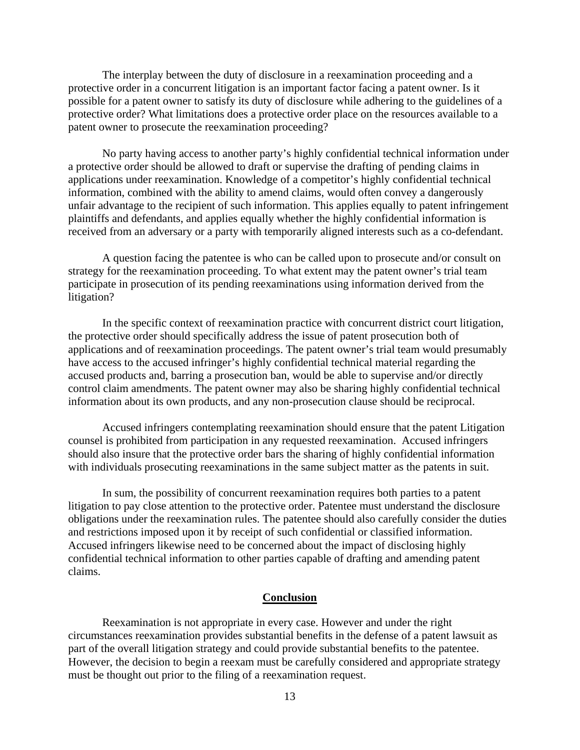The interplay between the duty of disclosure in a reexamination proceeding and a protective order in a concurrent litigation is an important factor facing a patent owner. Is it possible for a patent owner to satisfy its duty of disclosure while adhering to the guidelines of a protective order? What limitations does a protective order place on the resources available to a patent owner to prosecute the reexamination proceeding?

No party having access to another party's highly confidential technical information under a protective order should be allowed to draft or supervise the drafting of pending claims in applications under reexamination. Knowledge of a competitor's highly confidential technical information, combined with the ability to amend claims, would often convey a dangerously unfair advantage to the recipient of such information. This applies equally to patent infringement plaintiffs and defendants, and applies equally whether the highly confidential information is received from an adversary or a party with temporarily aligned interests such as a co-defendant.

A question facing the patentee is who can be called upon to prosecute and/or consult on strategy for the reexamination proceeding. To what extent may the patent owner's trial team participate in prosecution of its pending reexaminations using information derived from the litigation?

In the specific context of reexamination practice with concurrent district court litigation, the protective order should specifically address the issue of patent prosecution both of applications and of reexamination proceedings. The patent owner's trial team would presumably have access to the accused infringer's highly confidential technical material regarding the accused products and, barring a prosecution ban, would be able to supervise and/or directly control claim amendments. The patent owner may also be sharing highly confidential technical information about its own products, and any non-prosecution clause should be reciprocal.

Accused infringers contemplating reexamination should ensure that the patent Litigation counsel is prohibited from participation in any requested reexamination. Accused infringers should also insure that the protective order bars the sharing of highly confidential information with individuals prosecuting reexaminations in the same subject matter as the patents in suit.

In sum, the possibility of concurrent reexamination requires both parties to a patent litigation to pay close attention to the protective order. Patentee must understand the disclosure obligations under the reexamination rules. The patentee should also carefully consider the duties and restrictions imposed upon it by receipt of such confidential or classified information. Accused infringers likewise need to be concerned about the impact of disclosing highly confidential technical information to other parties capable of drafting and amending patent claims.

## Conclusion

Reexamination is not appropriate in every case. However and under the right circumstances reexamination provides substantial benefits in the defense of a patent lawsuit as part of the overall litigation strategy and could provide substantial benefits to the patentee. However, the decision to begin a reexam must be carefully considered and appropriate strategy must be thought out prior to the filing of a reexamination request.